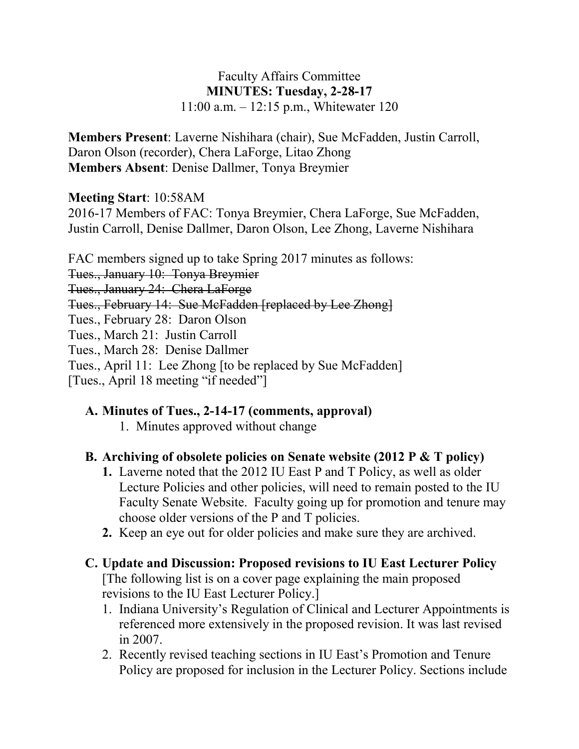Faculty Affairs Committee
**MINUTES: Tuesday, 2-28-17**
11:00 a.m. – 12:15 p.m., Whitewater 120

**Members Present**: Laverne Nishihara (chair), Sue McFadden, Justin Carroll, Daron Olson (recorder), Chera LaForge, Litao Zhong
**Members Absent**: Denise Dallmer, Tonya Breymier

**Meeting Start**: 10:58AM
2016-17 Members of FAC: Tonya Breymier, Chera LaForge, Sue McFadden, Justin Carroll, Denise Dallmer, Daron Olson, Lee Zhong, Laverne Nishihara

FAC members signed up to take Spring 2017 minutes as follows:
~~Tues., January 10: Tonya Breymier~~
~~Tues., January 24: Chera LaForge~~
~~Tues., February 14: Sue McFadden [replaced by Lee Zhong]~~
Tues., February 28: Daron Olson
Tues., March 21: Justin Carroll
Tues., March 28: Denise Dallmer
Tues., April 11: Lee Zhong [to be replaced by Sue McFadden]
[Tues., April 18 meeting "if needed"]

**A. Minutes of Tues., 2-14-17 (comments, approval)**
1. Minutes approved without change

**B. Archiving of obsolete policies on Senate website (2012 P & T policy)**
1. Laverne noted that the 2012 IU East P and T Policy, as well as older Lecture Policies and other policies, will need to remain posted to the IU Faculty Senate Website. Faculty going up for promotion and tenure may choose older versions of the P and T policies.
2. Keep an eye out for older policies and make sure they are archived.

**C. Update and Discussion: Proposed revisions to IU East Lecturer Policy**
[The following list is on a cover page explaining the main proposed revisions to the IU East Lecturer Policy.]
1. Indiana University's Regulation of Clinical and Lecturer Appointments is referenced more extensively in the proposed revision. It was last revised in 2007.
2. Recently revised teaching sections in IU East's Promotion and Tenure Policy are proposed for inclusion in the Lecturer Policy. Sections include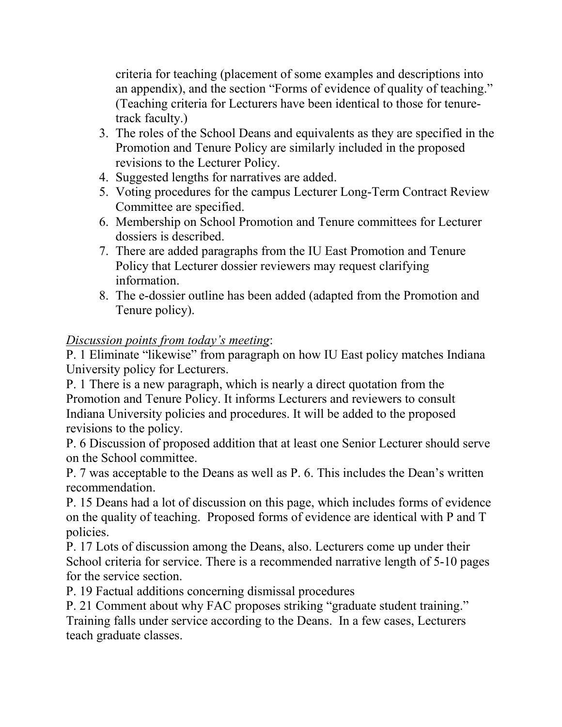criteria for teaching (placement of some examples and descriptions into an appendix), and the section "Forms of evidence of quality of teaching." (Teaching criteria for Lecturers have been identical to those for tenure-track faculty.)

3. The roles of the School Deans and equivalents as they are specified in the Promotion and Tenure Policy are similarly included in the proposed revisions to the Lecturer Policy.
4. Suggested lengths for narratives are added.
5. Voting procedures for the campus Lecturer Long-Term Contract Review Committee are specified.
6. Membership on School Promotion and Tenure committees for Lecturer dossiers is described.
7. There are added paragraphs from the IU East Promotion and Tenure Policy that Lecturer dossier reviewers may request clarifying information.
8. The e-dossier outline has been added (adapted from the Promotion and Tenure policy).

*Discussion points from today's meeting*:

P. 1 Eliminate "likewise" from paragraph on how IU East policy matches Indiana University policy for Lecturers.

P. 1 There is a new paragraph, which is nearly a direct quotation from the Promotion and Tenure Policy. It informs Lecturers and reviewers to consult Indiana University policies and procedures. It will be added to the proposed revisions to the policy.

P. 6 Discussion of proposed addition that at least one Senior Lecturer should serve on the School committee.

P. 7 was acceptable to the Deans as well as P. 6. This includes the Dean's written recommendation.

P. 15 Deans had a lot of discussion on this page, which includes forms of evidence on the quality of teaching. Proposed forms of evidence are identical with P and T policies.

P. 17 Lots of discussion among the Deans, also. Lecturers come up under their School criteria for service. There is a recommended narrative length of 5-10 pages for the service section.

P. 19 Factual additions concerning dismissal procedures

P. 21 Comment about why FAC proposes striking "graduate student training." Training falls under service according to the Deans. In a few cases, Lecturers teach graduate classes.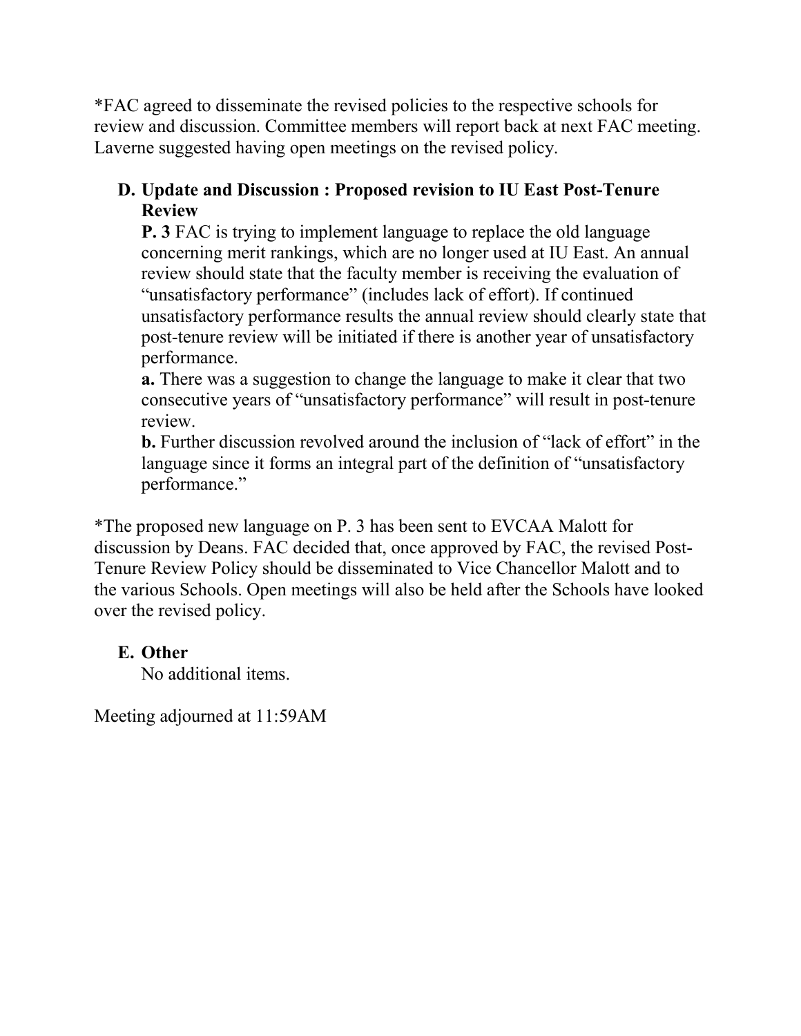*FAC agreed to disseminate the revised policies to the respective schools for review and discussion. Committee members will report back at next FAC meeting. Laverne suggested having open meetings on the revised policy.

**D. Update and Discussion : Proposed revision to IU East Post-Tenure Review**

**P. 3** FAC is trying to implement language to replace the old language concerning merit rankings, which are no longer used at IU East. An annual review should state that the faculty member is receiving the evaluation of "unsatisfactory performance" (includes lack of effort). If continued unsatisfactory performance results the annual review should clearly state that post-tenure review will be initiated if there is another year of unsatisfactory performance.

**a.** There was a suggestion to change the language to make it clear that two consecutive years of "unsatisfactory performance" will result in post-tenure review.

**b.** Further discussion revolved around the inclusion of "lack of effort" in the language since it forms an integral part of the definition of "unsatisfactory performance."

*The proposed new language on P. 3 has been sent to EVCAA Malott for discussion by Deans. FAC decided that, once approved by FAC, the revised Post-Tenure Review Policy should be disseminated to Vice Chancellor Malott and to the various Schools. Open meetings will also be held after the Schools have looked over the revised policy.

**E. Other**

No additional items.

Meeting adjourned at 11:59AM